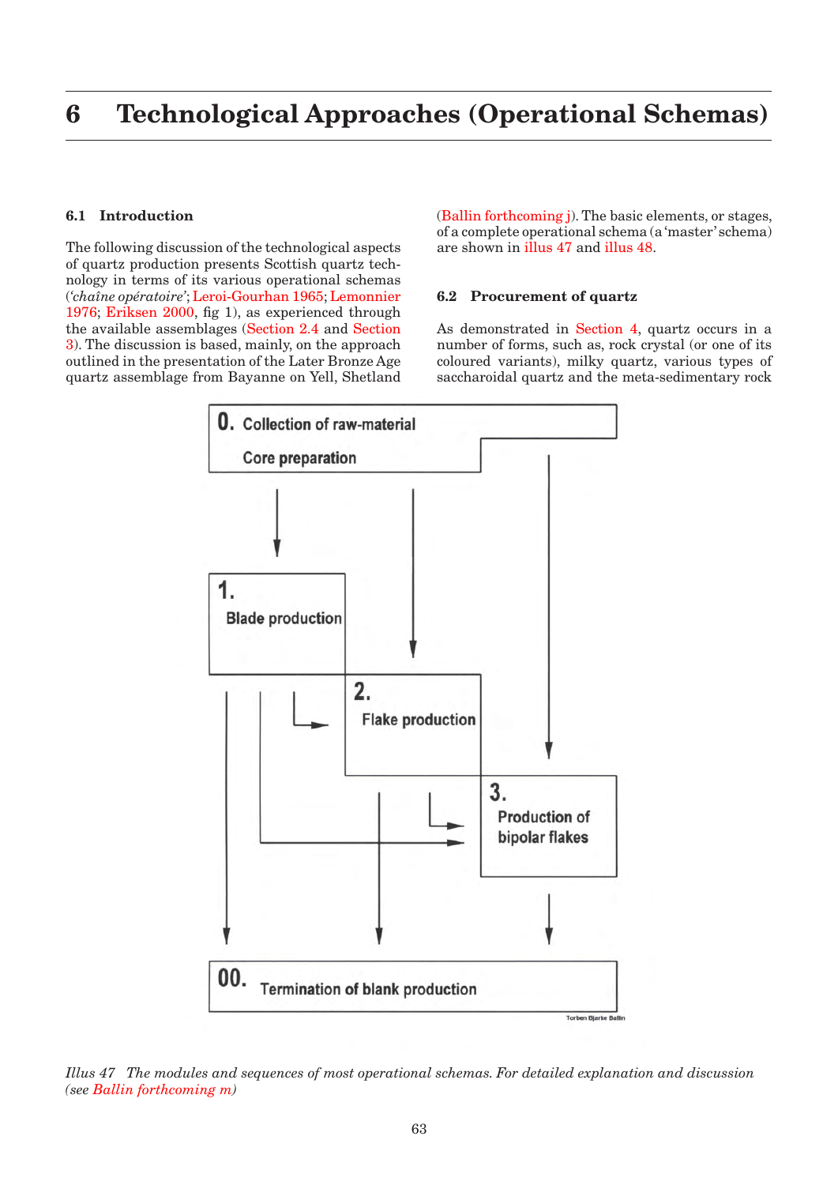# 6 Technological Approaches (Operational Schemas)

## 6.1 Introduction

The following discussion of the technological aspects of quartz production presents Scottish quartz technology in terms of its various operational schemas (*'chaîne opératoire'*; Leroi-Gourhan 1965; Lemonnier 1976; Eriksen 2000, fig 1), as experienced through the available assemblages (Section 2.4 and Section 3). The discussion is based, mainly, on the approach outlined in the presentation of the Later Bronze Age quartz assemblage from Bayanne on Yell, Shetland (Ballin forthcoming j). The basic elements, or stages, of a complete operational schema (a 'master' schema) are shown in illus 47 and illus 48.

## 6.2 Procurement of quartz

As demonstrated in Section 4, quartz occurs in a number of forms, such as, rock crystal (or one of its coloured variants), milky quartz, various types of saccharoidal quartz and the meta-sedimentary rock

*Illus 47 The modules and sequences of most operational schemas. For detailed explanation and discussion (see Ballin forthcoming m)*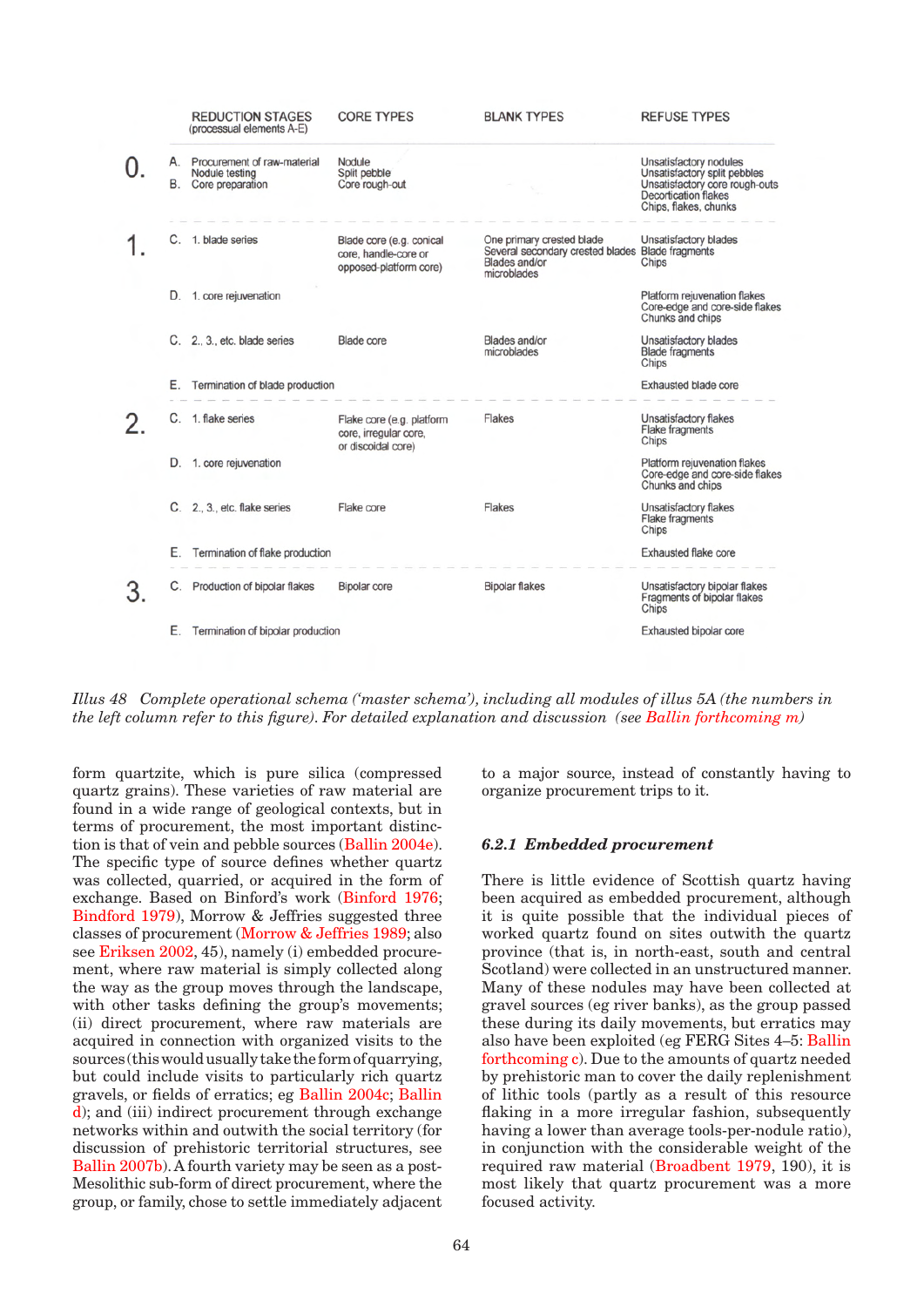| | REDUCTION STAGES (processual elements A-E) | CORE TYPES | BLANK TYPES | REFUSE TYPES |
|---|---|---|---|---|
| 0. | A. Procurement of raw-material<br>Nodule testing<br>B. Core preparation | Nodule<br>Split pebble<br>Core rough-out | | Unsatisfactory nodules<br>Unsatisfactory split pebbles<br>Unsatisfactory core rough-outs<br>Decortication flakes<br>Chips, flakes, chunks |
| 1. | C. 1. blade series | Blade core (e.g. conical core, handle-core or opposed-platform core) | One primary crested blade<br>Several secondary crested blades<br>Blades and/or microblades | Unsatisfactory blades<br>Blade fragments<br>Chips |
| | D. 1. core rejuvenation | | | Platform rejuvenation flakes<br>Core-edge and core-side flakes<br>Chunks and chips |
| | C. 2., 3., etc. blade series | Blade core | Blades and/or microblades | Unsatisfactory blades<br>Blade fragments<br>Chips |
| | E. Termination of blade production | | | Exhausted blade core |
| 2. | C. 1. flake series | Flake core (e.g. platform core, irregular core, or discoidal core) | Flakes | Unsatisfactory flakes<br>Flake fragments<br>Chips |
| | D. 1. core rejuvenation | | | Platform rejuvenation flakes<br>Core-edge and core-side flakes<br>Chunks and chips |
| | C. 2., 3., etc. flake series | Flake core | Flakes | Unsatisfactory flakes<br>Flake fragments<br>Chips |
| | E. Termination of flake production | | | Exhausted flake core |
| 3. | C. Production of bipolar flakes | Bipolar core | Bipolar flakes | Unsatisfactory bipolar flakes<br>Fragments of bipolar flakes<br>Chips |
| | E. Termination of bipolar production | | | Exhausted bipolar core |

*Illus 48 Complete operational schema ('master schema'), including all modules of illus 5A (the numbers in the left column refer to this figure). For detailed explanation and discussion (see Ballin forthcoming m)*

form quartzite, which is pure silica (compressed quartz grains). These varieties of raw material are found in a wide range of geological contexts, but in terms of procurement, the most important distinction is that of vein and pebble sources (Ballin 2004e). The specific type of source defines whether quartz was collected, quarried, or acquired in the form of exchange. Based on Binford's work (Binford 1976; Bindford 1979), Morrow & Jeffries suggested three classes of procurement (Morrow & Jeffries 1989; also see Eriksen 2002, 45), namely (i) embedded procurement, where raw material is simply collected along the way as the group moves through the landscape, with other tasks defining the group's movements; (ii) direct procurement, where raw materials are acquired in connection with organized visits to the sources (this would usually take the form of quarrying, but could include visits to particularly rich quartz gravels, or fields of erratics; eg Ballin 2004c; Ballin d); and (iii) indirect procurement through exchange networks within and outwith the social territory (for discussion of prehistoric territorial structures, see Ballin 2007b). A fourth variety may be seen as a post-Mesolithic sub-form of direct procurement, where the group, or family, chose to settle immediately adjacent to a major source, instead of constantly having to organize procurement trips to it.

### 6.2.1 Embedded procurement

There is little evidence of Scottish quartz having been acquired as embedded procurement, although it is quite possible that the individual pieces of worked quartz found on sites outwith the quartz province (that is, in north-east, south and central Scotland) were collected in an unstructured manner. Many of these nodules may have been collected at gravel sources (eg river banks), as the group passed these during its daily movements, but erratics may also have been exploited (eg FERG Sites 4–5: Ballin forthcoming c). Due to the amounts of quartz needed by prehistoric man to cover the daily replenishment of lithic tools (partly as a result of this resource flaking in a more irregular fashion, subsequently having a lower than average tools-per-nodule ratio), in conjunction with the considerable weight of the required raw material (Broadbent 1979, 190), it is most likely that quartz procurement was a more focused activity.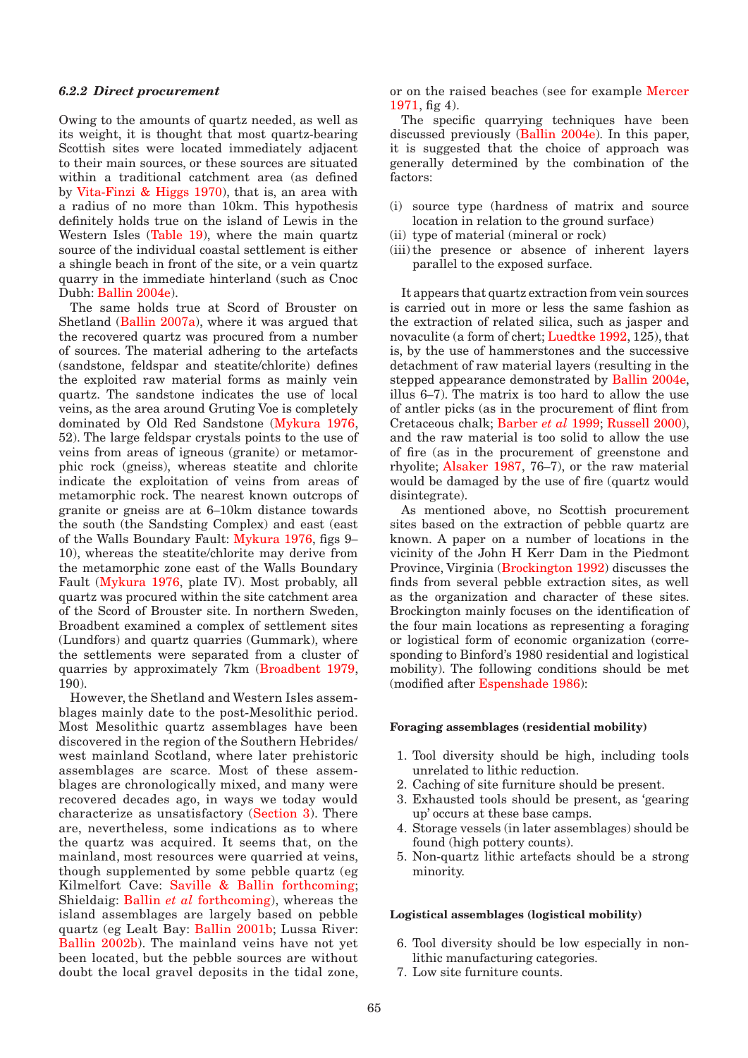#### 6.2.2 Direct procurement

Owing to the amounts of quartz needed, as well as its weight, it is thought that most quartz-bearing Scottish sites were located immediately adjacent to their main sources, or these sources are situated within a traditional catchment area (as defined by Vita-Finzi & Higgs 1970), that is, an area with a radius of no more than 10km. This hypothesis definitely holds true on the island of Lewis in the Western Isles (Table 19), where the main quartz source of the individual coastal settlement is either a shingle beach in front of the site, or a vein quartz quarry in the immediate hinterland (such as Cnoc Dubh: Ballin 2004e).

The same holds true at Scord of Brouster on Shetland (Ballin 2007a), where it was argued that the recovered quartz was procured from a number of sources. The material adhering to the artefacts (sandstone, feldspar and steatite/chlorite) defines the exploited raw material forms as mainly vein quartz. The sandstone indicates the use of local veins, as the area around Gruting Voe is completely dominated by Old Red Sandstone (Mykura 1976, 52). The large feldspar crystals points to the use of veins from areas of igneous (granite) or metamorphic rock (gneiss), whereas steatite and chlorite indicate the exploitation of veins from areas of metamorphic rock. The nearest known outcrops of granite or gneiss are at 6–10km distance towards the south (the Sandsting Complex) and east (east of the Walls Boundary Fault: Mykura 1976, figs 9–10), whereas the steatite/chlorite may derive from the metamorphic zone east of the Walls Boundary Fault (Mykura 1976, plate IV). Most probably, all quartz was procured within the site catchment area of the Scord of Brouster site. In northern Sweden, Broadbent examined a complex of settlement sites (Lundfors) and quartz quarries (Gummark), where the settlements were separated from a cluster of quarries by approximately 7km (Broadbent 1979, 190).

However, the Shetland and Western Isles assemblages mainly date to the post-Mesolithic period. Most Mesolithic quartz assemblages have been discovered in the region of the Southern Hebrides/ west mainland Scotland, where later prehistoric assemblages are scarce. Most of these assemblages are chronologically mixed, and many were recovered decades ago, in ways we today would characterize as unsatisfactory (Section 3). There are, nevertheless, some indications as to where the quartz was acquired. It seems that, on the mainland, most resources were quarried at veins, though supplemented by some pebble quartz (eg Kilmelfort Cave: Saville & Ballin forthcoming; Shieldaig: Ballin *et al* forthcoming), whereas the island assemblages are largely based on pebble quartz (eg Lealt Bay: Ballin 2001b; Lussa River: Ballin 2002b). The mainland veins have not yet been located, but the pebble sources are without doubt the local gravel deposits in the tidal zone, or on the raised beaches (see for example Mercer 1971, fig 4).

The specific quarrying techniques have been discussed previously (Ballin 2004e). In this paper, it is suggested that the choice of approach was generally determined by the combination of the factors:

(i) source type (hardness of matrix and source location in relation to the ground surface)
(ii) type of material (mineral or rock)
(iii) the presence or absence of inherent layers parallel to the exposed surface.

It appears that quartz extraction from vein sources is carried out in more or less the same fashion as the extraction of related silica, such as jasper and novaculite (a form of chert; Luedtke 1992, 125), that is, by the use of hammerstones and the successive detachment of raw material layers (resulting in the stepped appearance demonstrated by Ballin 2004e, illus 6–7). The matrix is too hard to allow the use of antler picks (as in the procurement of flint from Cretaceous chalk; Barber *et al* 1999; Russell 2000), and the raw material is too solid to allow the use of fire (as in the procurement of greenstone and rhyolite; Alsaker 1987, 76–7), or the raw material would be damaged by the use of fire (quartz would disintegrate).

As mentioned above, no Scottish procurement sites based on the extraction of pebble quartz are known. A paper on a number of locations in the vicinity of the John H Kerr Dam in the Piedmont Province, Virginia (Brockington 1992) discusses the finds from several pebble extraction sites, as well as the organization and character of these sites. Brockington mainly focuses on the identification of the four main locations as representing a foraging or logistical form of economic organization (corresponding to Binford's 1980 residential and logistical mobility). The following conditions should be met (modified after Espenshade 1986):

**Foraging assemblages (residential mobility)**

1. Tool diversity should be high, including tools unrelated to lithic reduction.
2. Caching of site furniture should be present.
3. Exhausted tools should be present, as 'gearing up' occurs at these base camps.
4. Storage vessels (in later assemblages) should be found (high pottery counts).
5. Non-quartz lithic artefacts should be a strong minority.

**Logistical assemblages (logistical mobility)**

6. Tool diversity should be low especially in non-lithic manufacturing categories.
7. Low site furniture counts.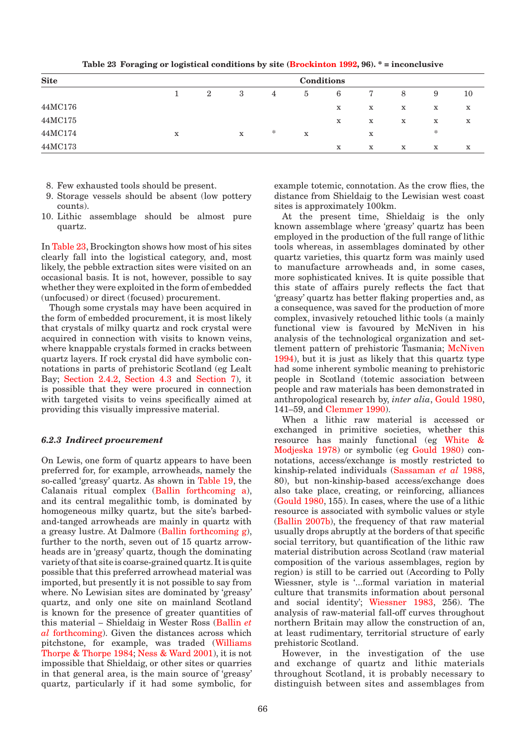**Table 23 Foraging or logistical conditions by site (Brockinton 1992, 96). * = inconclusive**

| Site | Conditions | | | | | | | | | |
|---|---|---|---|---|---|---|---|---|---|---|
| | 1 | 2 | 3 | 4 | 5 | 6 | 7 | 8 | 9 | 10 |
| 44MC176 | | | | | | x | x | x | x | x |
| 44MC175 | | | | | | x | x | x | x | x |
| 44MC174 | x | | x | * | x | | x | | * | |
| 44MC173 | | | | | | x | x | x | x | x |

8. Few exhausted tools should be present.
9. Storage vessels should be absent (low pottery counts).
10. Lithic assemblage should be almost pure quartz.

In Table 23, Brockington shows how most of his sites clearly fall into the logistical category, and, most likely, the pebble extraction sites were visited on an occasional basis. It is not, however, possible to say whether they were exploited in the form of embedded (unfocused) or direct (focused) procurement.

Though some crystals may have been acquired in the form of embedded procurement, it is most likely that crystals of milky quartz and rock crystal were acquired in connection with visits to known veins, where knappable crystals formed in cracks between quartz layers. If rock crystal did have symbolic connotations in parts of prehistoric Scotland (eg Lealt Bay; Section 2.4.2, Section 4.3 and Section 7), it is possible that they were procured in connection with targeted visits to veins specifically aimed at providing this visually impressive material.

### *6.2.3 Indirect procurement*

On Lewis, one form of quartz appears to have been preferred for, for example, arrowheads, namely the so-called 'greasy' quartz. As shown in Table 19, the Calanais ritual complex (Ballin forthcoming a), and its central megalithic tomb, is dominated by homogeneous milky quartz, but the site's barbed-and-tanged arrowheads are mainly in quartz with a greasy lustre. At Dalmore (Ballin forthcoming g), further to the north, seven out of 15 quartz arrowheads are in 'greasy' quartz, though the dominating variety of that site is coarse-grained quartz. It is quite possible that this preferred arrowhead material was imported, but presently it is not possible to say from where. No Lewisian sites are dominated by 'greasy' quartz, and only one site on mainland Scotland is known for the presence of greater quantities of this material – Shieldaig in Wester Ross (Ballin *et al* forthcoming). Given the distances across which pitchstone, for example, was traded (Williams Thorpe & Thorpe 1984; Ness & Ward 2001), it is not impossible that Shieldaig, or other sites or quarries in that general area, is the main source of 'greasy' quartz, particularly if it had some symbolic, for example totemic, connotation. As the crow flies, the distance from Shieldaig to the Lewisian west coast sites is approximately 100km.

At the present time, Shieldaig is the only known assemblage where 'greasy' quartz has been employed in the production of the full range of lithic tools whereas, in assemblages dominated by other quartz varieties, this quartz form was mainly used to manufacture arrowheads and, in some cases, more sophisticated knives. It is quite possible that this state of affairs purely reflects the fact that 'greasy' quartz has better flaking properties and, as a consequence, was saved for the production of more complex, invasively retouched lithic tools (a mainly functional view is favoured by McNiven in his analysis of the technological organization and settlement pattern of prehistoric Tasmania; McNiven 1994), but it is just as likely that this quartz type had some inherent symbolic meaning to prehistoric people in Scotland (totemic association between people and raw materials has been demonstrated in anthropological research by, *inter alia*, Gould 1980, 141–59, and Clemmer 1990).

When a lithic raw material is accessed or exchanged in primitive societies, whether this resource has mainly functional (eg White & Modjeska 1978) or symbolic (eg Gould 1980) connotations, access/exchange is mostly restricted to kinship-related individuals (Sassaman *et al* 1988, 80), but non-kinship-based access/exchange does also take place, creating, or reinforcing, alliances (Gould 1980, 155). In cases, where the use of a lithic resource is associated with symbolic values or style (Ballin 2007b), the frequency of that raw material usually drops abruptly at the borders of that specific social territory, but quantification of the lithic raw material distribution across Scotland (raw material composition of the various assemblages, region by region) is still to be carried out (According to Polly Wiessner, style is '...formal variation in material culture that transmits information about personal and social identity'; Wiessner 1983, 256). The analysis of raw-material fall-off curves throughout northern Britain may allow the construction of an, at least rudimentary, territorial structure of early prehistoric Scotland.

However, in the investigation of the use and exchange of quartz and lithic materials throughout Scotland, it is probably necessary to distinguish between sites and assemblages from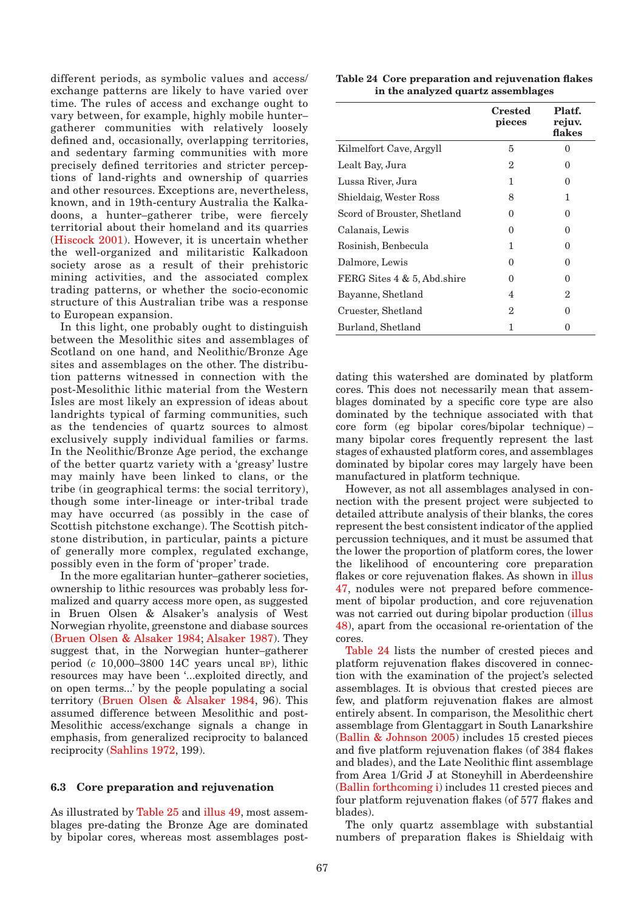different periods, as symbolic values and access/exchange patterns are likely to have varied over time. The rules of access and exchange ought to vary between, for example, highly mobile hunter–gatherer communities with relatively loosely defined and, occasionally, overlapping territories, and sedentary farming communities with more precisely defined territories and stricter perceptions of land-rights and ownership of quarries and other resources. Exceptions are, nevertheless, known, and in 19th-century Australia the Kalkadoons, a hunter–gatherer tribe, were fiercely territorial about their homeland and its quarries (Hiscock 2001). However, it is uncertain whether the well-organized and militaristic Kalkadoon society arose as a result of their prehistoric mining activities, and the associated complex trading patterns, or whether the socio-economic structure of this Australian tribe was a response to European expansion.

In this light, one probably ought to distinguish between the Mesolithic sites and assemblages of Scotland on one hand, and Neolithic/Bronze Age sites and assemblages on the other. The distribution patterns witnessed in connection with the post-Mesolithic lithic material from the Western Isles are most likely an expression of ideas about landrights typical of farming communities, such as the tendencies of quartz sources to almost exclusively supply individual families or farms. In the Neolithic/Bronze Age period, the exchange of the better quartz variety with a 'greasy' lustre may mainly have been linked to clans, or the tribe (in geographical terms: the social territory), though some inter-lineage or inter-tribal trade may have occurred (as possibly in the case of Scottish pitchstone exchange). The Scottish pitchstone distribution, in particular, paints a picture of generally more complex, regulated exchange, possibly even in the form of 'proper' trade.

In the more egalitarian hunter–gatherer societies, ownership to lithic resources was probably less formalized and quarry access more open, as suggested in Bruen Olsen & Alsaker's analysis of West Norwegian rhyolite, greenstone and diabase sources (Bruen Olsen & Alsaker 1984; Alsaker 1987). They suggest that, in the Norwegian hunter–gatherer period (*c* 10,000–3800 14C years uncal BP), lithic resources may have been '...exploited directly, and on open terms...' by the people populating a social territory (Bruen Olsen & Alsaker 1984, 96). This assumed difference between Mesolithic and post-Mesolithic access/exchange signals a change in emphasis, from generalized reciprocity to balanced reciprocity (Sahlins 1972, 199).

### 6.3 Core preparation and rejuvenation

As illustrated by Table 25 and illus 49, most assemblages pre-dating the Bronze Age are dominated by bipolar cores, whereas most assemblages post-dating this watershed are dominated by platform cores. This does not necessarily mean that assemblages dominated by a specific core type are also dominated by the technique associated with that core form (eg bipolar cores/bipolar technique) – many bipolar cores frequently represent the last stages of exhausted platform cores, and assemblages dominated by bipolar cores may largely have been manufactured in platform technique.

However, as not all assemblages analysed in connection with the present project were subjected to detailed attribute analysis of their blanks, the cores represent the best consistent indicator of the applied percussion techniques, and it must be assumed that the lower the proportion of platform cores, the lower the likelihood of encountering core preparation flakes or core rejuvenation flakes. As shown in illus 47, nodules were not prepared before commencement of bipolar production, and core rejuvenation was not carried out during bipolar production (illus 48), apart from the occasional re-orientation of the cores.

**Table 24 Core preparation and rejuvenation flakes in the analyzed quartz assemblages**

| | Crested pieces | Platf. rejuv. flakes |
|---|---|---|
| Kilmelfort Cave, Argyll | 5 | 0 |
| Lealt Bay, Jura | 2 | 0 |
| Lussa River, Jura | 1 | 0 |
| Shieldaig, Wester Ross | 8 | 1 |
| Scord of Brouster, Shetland | 0 | 0 |
| Calanais, Lewis | 0 | 0 |
| Rosinish, Benbecula | 1 | 0 |
| Dalmore, Lewis | 0 | 0 |
| FERG Sites 4 & 5, Abd.shire | 0 | 0 |
| Bayanne, Shetland | 4 | 2 |
| Cruester, Shetland | 2 | 0 |
| Burland, Shetland | 1 | 0 |

Table 24 lists the number of crested pieces and platform rejuvenation flakes discovered in connection with the examination of the project's selected assemblages. It is obvious that crested pieces are few, and platform rejuvenation flakes are almost entirely absent. In comparison, the Mesolithic chert assemblage from Glentaggart in South Lanarkshire (Ballin & Johnson 2005) includes 15 crested pieces and five platform rejuvenation flakes (of 384 flakes and blades), and the Late Neolithic flint assemblage from Area 1/Grid J at Stoneyhill in Aberdeenshire (Ballin forthcoming i) includes 11 crested pieces and four platform rejuvenation flakes (of 577 flakes and blades).

The only quartz assemblage with substantial numbers of preparation flakes is Shieldaig with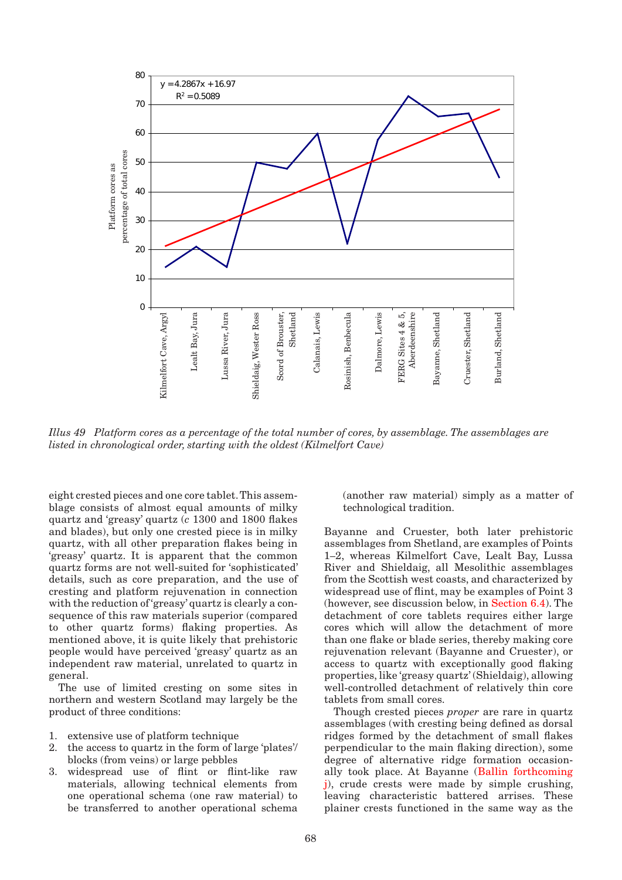Illus 49 Platform cores as a percentage of the total number of cores, by assemblage. The assemblages are listed in chronological order, starting with the oldest (Kilmelfort Cave)

eight crested pieces and one core tablet. This assemblage consists of almost equal amounts of milky quartz and 'greasy' quartz (*c* 1300 and 1800 flakes and blades), but only one crested piece is in milky quartz, with all other preparation flakes being in 'greasy' quartz. It is apparent that the common quartz forms are not well-suited for 'sophisticated' details, such as core preparation, and the use of cresting and platform rejuvenation in connection with the reduction of 'greasy' quartz is clearly a consequence of this raw materials superior (compared to other quartz forms) flaking properties. As mentioned above, it is quite likely that prehistoric people would have perceived 'greasy' quartz as an independent raw material, unrelated to quartz in general.

The use of limited cresting on some sites in northern and western Scotland may largely be the product of three conditions:

1. extensive use of platform technique
2. the access to quartz in the form of large 'plates'/blocks (from veins) or large pebbles
3. widespread use of flint or flint-like raw materials, allowing technical elements from one operational schema (one raw material) to be transferred to another operational schema (another raw material) simply as a matter of technological tradition.

Bayanne and Cruester, both later prehistoric assemblages from Shetland, are examples of Points 1–2, whereas Kilmelfort Cave, Lealt Bay, Lussa River and Shieldaig, all Mesolithic assemblages from the Scottish west coasts, and characterized by widespread use of flint, may be examples of Point 3 (however, see discussion below, in Section 6.4). The detachment of core tablets requires either large cores which will allow the detachment of more than one flake or blade series, thereby making core rejuvenation relevant (Bayanne and Cruester), or access to quartz with exceptionally good flaking properties, like 'greasy quartz' (Shieldaig), allowing well-controlled detachment of relatively thin core tablets from small cores.

Though crested pieces *proper* are rare in quartz assemblages (with cresting being defined as dorsal ridges formed by the detachment of small flakes perpendicular to the main flaking direction), some degree of alternative ridge formation occasionally took place. At Bayanne (Ballin forthcoming j), crude crests were made by simple crushing, leaving characteristic battered arrises. These plainer crests functioned in the same way as the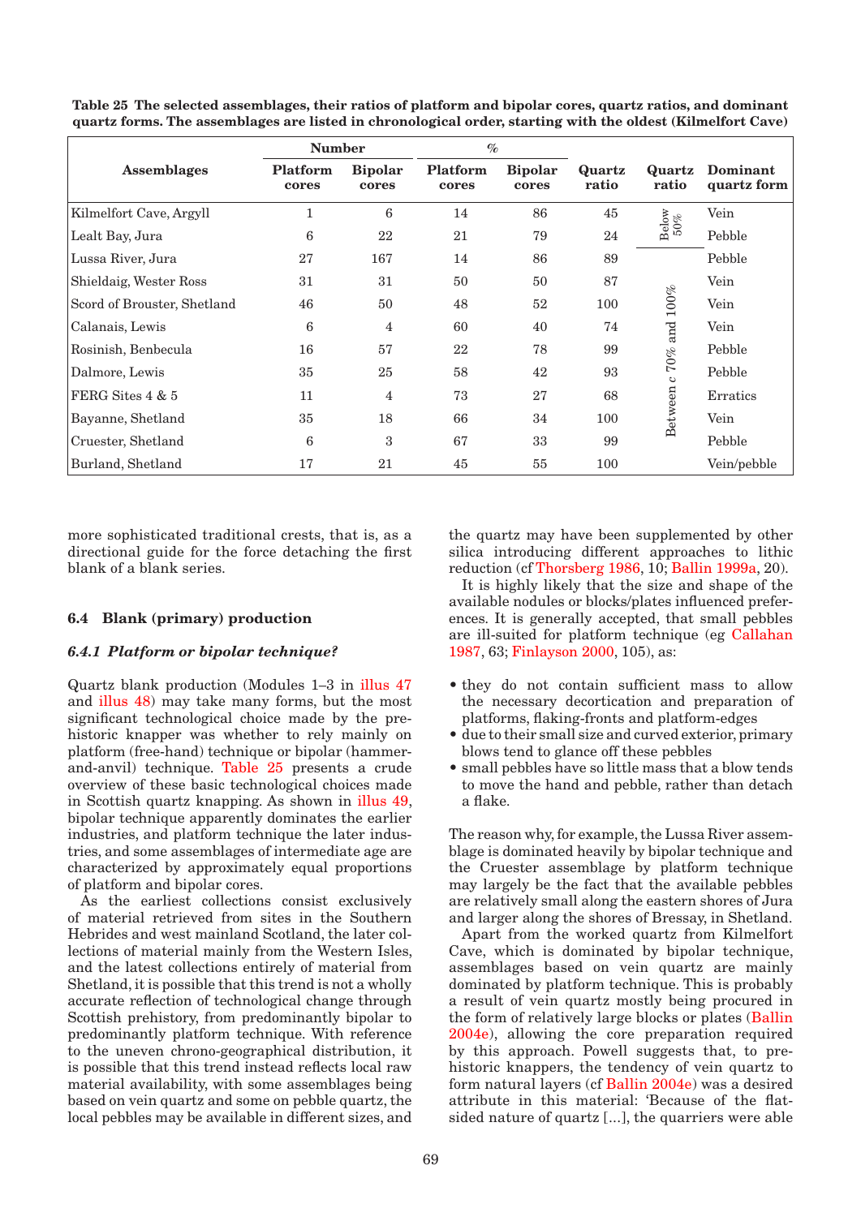**Table 25 The selected assemblages, their ratios of platform and bipolar cores, quartz ratios, and dominant quartz forms. The assemblages are listed in chronological order, starting with the oldest (Kilmelfort Cave)**

| Assemblages | Number | | % | | Quartz ratio | Quartz ratio | Dominant quartz form |
|---|---|---|---|---|---|---|---|
| | Platform cores | Bipolar cores | Platform cores | Bipolar cores | | | |
| Kilmelfort Cave, Argyll | 1 | 6 | 14 | 86 | 45 | Below 50% | Vein |
| Lealt Bay, Jura | 6 | 22 | 21 | 79 | 24 | | Pebble |
| Lussa River, Jura | 27 | 167 | 14 | 86 | 89 | Between *c* 70% and 100% | Pebble |
| Shieldaig, Wester Ross | 31 | 31 | 50 | 50 | 87 | | Vein |
| Scord of Brouster, Shetland | 46 | 50 | 48 | 52 | 100 | | Vein |
| Calanais, Lewis | 6 | 4 | 60 | 40 | 74 | | Vein |
| Rosinish, Benbecula | 16 | 57 | 22 | 78 | 99 | | Pebble |
| Dalmore, Lewis | 35 | 25 | 58 | 42 | 93 | | Pebble |
| FERG Sites 4 & 5 | 11 | 4 | 73 | 27 | 68 | | Erratics |
| Bayanne, Shetland | 35 | 18 | 66 | 34 | 100 | | Vein |
| Cruester, Shetland | 6 | 3 | 67 | 33 | 99 | | Pebble |
| Burland, Shetland | 17 | 21 | 45 | 55 | 100 | | Vein/pebble |

more sophisticated traditional crests, that is, as a directional guide for the force detaching the first blank of a blank series.

## 6.4 Blank (primary) production

### *6.4.1 Platform or bipolar technique?*

Quartz blank production (Modules 1–3 in illus 47 and illus 48) may take many forms, but the most significant technological choice made by the prehistoric knapper was whether to rely mainly on platform (free-hand) technique or bipolar (hammer-and-anvil) technique. Table 25 presents a crude overview of these basic technological choices made in Scottish quartz knapping. As shown in illus 49, bipolar technique apparently dominates the earlier industries, and platform technique the later industries, and some assemblages of intermediate age are characterized by approximately equal proportions of platform and bipolar cores.

As the earliest collections consist exclusively of material retrieved from sites in the Southern Hebrides and west mainland Scotland, the later collections of material mainly from the Western Isles, and the latest collections entirely of material from Shetland, it is possible that this trend is not a wholly accurate reflection of technological change through Scottish prehistory, from predominantly bipolar to predominantly platform technique. With reference to the uneven chrono-geographical distribution, it is possible that this trend instead reflects local raw material availability, with some assemblages being based on vein quartz and some on pebble quartz, the local pebbles may be available in different sizes, and the quartz may have been supplemented by other silica introducing different approaches to lithic reduction (cf Thorsberg 1986, 10; Ballin 1999a, 20).

It is highly likely that the size and shape of the available nodules or blocks/plates influenced preferences. It is generally accepted, that small pebbles are ill-suited for platform technique (eg Callahan 1987, 63; Finlayson 2000, 105), as:

- they do not contain sufficient mass to allow the necessary decortication and preparation of platforms, flaking-fronts and platform-edges
- due to their small size and curved exterior, primary blows tend to glance off these pebbles
- small pebbles have so little mass that a blow tends to move the hand and pebble, rather than detach a flake.

The reason why, for example, the Lussa River assemblage is dominated heavily by bipolar technique and the Cruester assemblage by platform technique may largely be the fact that the available pebbles are relatively small along the eastern shores of Jura and larger along the shores of Bressay, in Shetland.

Apart from the worked quartz from Kilmelfort Cave, which is dominated by bipolar technique, assemblages based on vein quartz are mainly dominated by platform technique. This is probably a result of vein quartz mostly being procured in the form of relatively large blocks or plates (Ballin 2004e), allowing the core preparation required by this approach. Powell suggests that, to prehistoric knappers, the tendency of vein quartz to form natural layers (cf Ballin 2004e) was a desired attribute in this material: 'Because of the flat-sided nature of quartz [...], the quarriers were able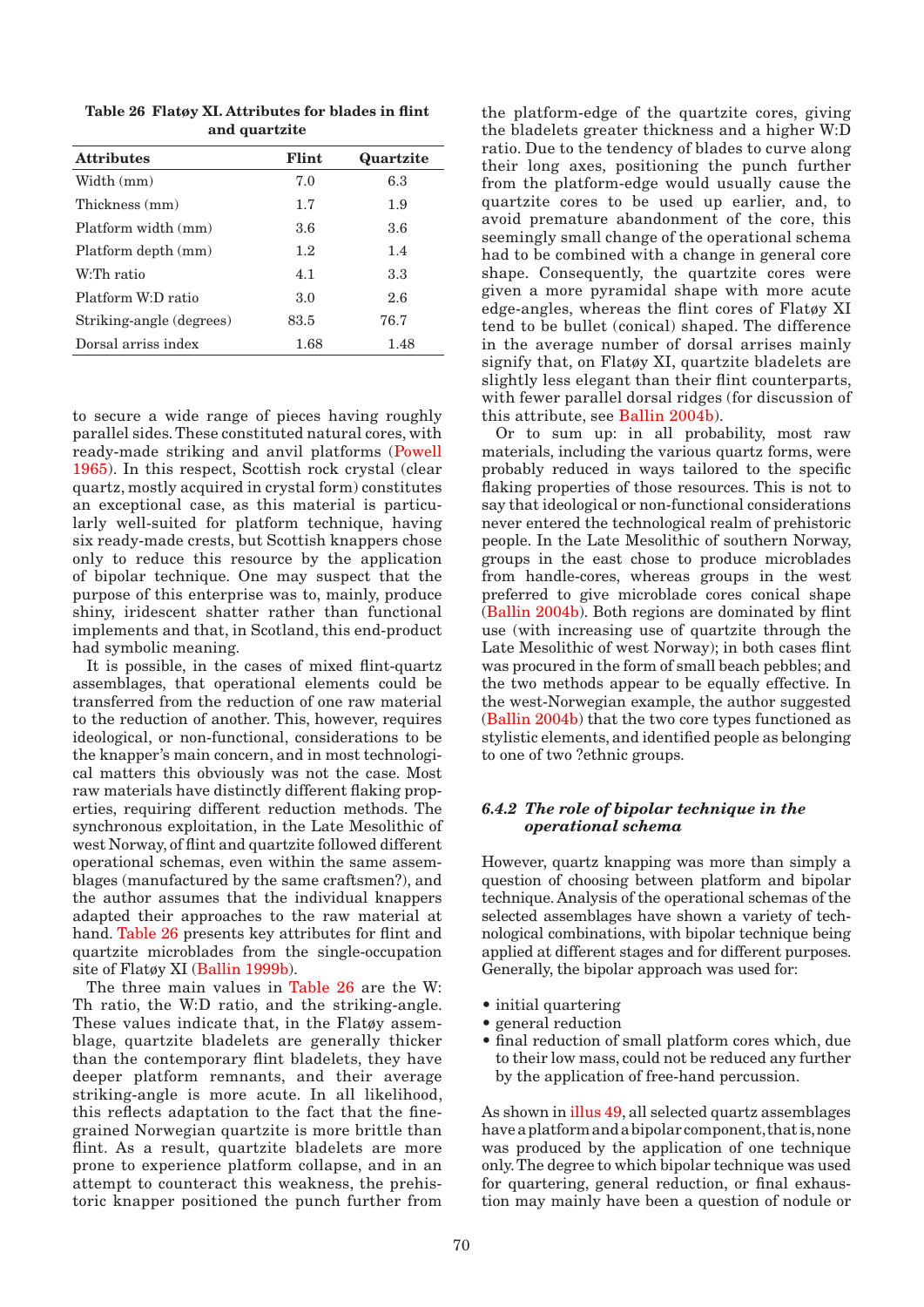**Table 26 Flatøy XI. Attributes for blades in flint and quartzite**

| Attributes | Flint | Quartzite |
|---|---|---|
| Width (mm) | 7.0 | 6.3 |
| Thickness (mm) | 1.7 | 1.9 |
| Platform width (mm) | 3.6 | 3.6 |
| Platform depth (mm) | 1.2 | 1.4 |
| W:Th ratio | 4.1 | 3.3 |
| Platform W:D ratio | 3.0 | 2.6 |
| Striking-angle (degrees) | 83.5 | 76.7 |
| Dorsal arriss index | 1.68 | 1.48 |

to secure a wide range of pieces having roughly parallel sides. These constituted natural cores, with ready-made striking and anvil platforms (Powell 1965). In this respect, Scottish rock crystal (clear quartz, mostly acquired in crystal form) constitutes an exceptional case, as this material is particularly well-suited for platform technique, having six ready-made crests, but Scottish knappers chose only to reduce this resource by the application of bipolar technique. One may suspect that the purpose of this enterprise was to, mainly, produce shiny, iridescent shatter rather than functional implements and that, in Scotland, this end-product had symbolic meaning.

It is possible, in the cases of mixed flint-quartz assemblages, that operational elements could be transferred from the reduction of one raw material to the reduction of another. This, however, requires ideological, or non-functional, considerations to be the knapper's main concern, and in most technological matters this obviously was not the case. Most raw materials have distinctly different flaking properties, requiring different reduction methods. The synchronous exploitation, in the Late Mesolithic of west Norway, of flint and quartzite followed different operational schemas, even within the same assemblages (manufactured by the same craftsmen?), and the author assumes that the individual knappers adapted their approaches to the raw material at hand. Table 26 presents key attributes for flint and quartzite microblades from the single-occupation site of Flatøy XI (Ballin 1999b).

The three main values in Table 26 are the W:Th ratio, the W:D ratio, and the striking-angle. These values indicate that, in the Flatøy assemblage, quartzite bladelets are generally thicker than the contemporary flint bladelets, they have deeper platform remnants, and their average striking-angle is more acute. In all likelihood, this reflects adaptation to the fact that the fine-grained Norwegian quartzite is more brittle than flint. As a result, quartzite bladelets are more prone to experience platform collapse, and in an attempt to counteract this weakness, the prehistoric knapper positioned the punch further from the platform-edge of the quartzite cores, giving the bladelets greater thickness and a higher W:D ratio. Due to the tendency of blades to curve along their long axes, positioning the punch further from the platform-edge would usually cause the quartzite cores to be used up earlier, and, to avoid premature abandonment of the core, this seemingly small change of the operational schema had to be combined with a change in general core shape. Consequently, the quartzite cores were given a more pyramidal shape with more acute edge-angles, whereas the flint cores of Flatøy XI tend to be bullet (conical) shaped. The difference in the average number of dorsal arrises mainly signify that, on Flatøy XI, quartzite bladelets are slightly less elegant than their flint counterparts, with fewer parallel dorsal ridges (for discussion of this attribute, see Ballin 2004b).

Or to sum up: in all probability, most raw materials, including the various quartz forms, were probably reduced in ways tailored to the specific flaking properties of those resources. This is not to say that ideological or non-functional considerations never entered the technological realm of prehistoric people. In the Late Mesolithic of southern Norway, groups in the east chose to produce microblades from handle-cores, whereas groups in the west preferred to give microblade cores conical shape (Ballin 2004b). Both regions are dominated by flint use (with increasing use of quartzite through the Late Mesolithic of west Norway); in both cases flint was procured in the form of small beach pebbles; and the two methods appear to be equally effective. In the west-Norwegian example, the author suggested (Ballin 2004b) that the two core types functioned as stylistic elements, and identified people as belonging to one of two ?ethnic groups.

### *6.4.2 The role of bipolar technique in the operational schema*

However, quartz knapping was more than simply a question of choosing between platform and bipolar technique. Analysis of the operational schemas of the selected assemblages have shown a variety of technological combinations, with bipolar technique being applied at different stages and for different purposes. Generally, the bipolar approach was used for:

- initial quartering
- general reduction
- final reduction of small platform cores which, due to their low mass, could not be reduced any further by the application of free-hand percussion.

As shown in illus 49, all selected quartz assemblages have a platform and a bipolar component, that is, none was produced by the application of one technique only. The degree to which bipolar technique was used for quartering, general reduction, or final exhaustion may mainly have been a question of nodule or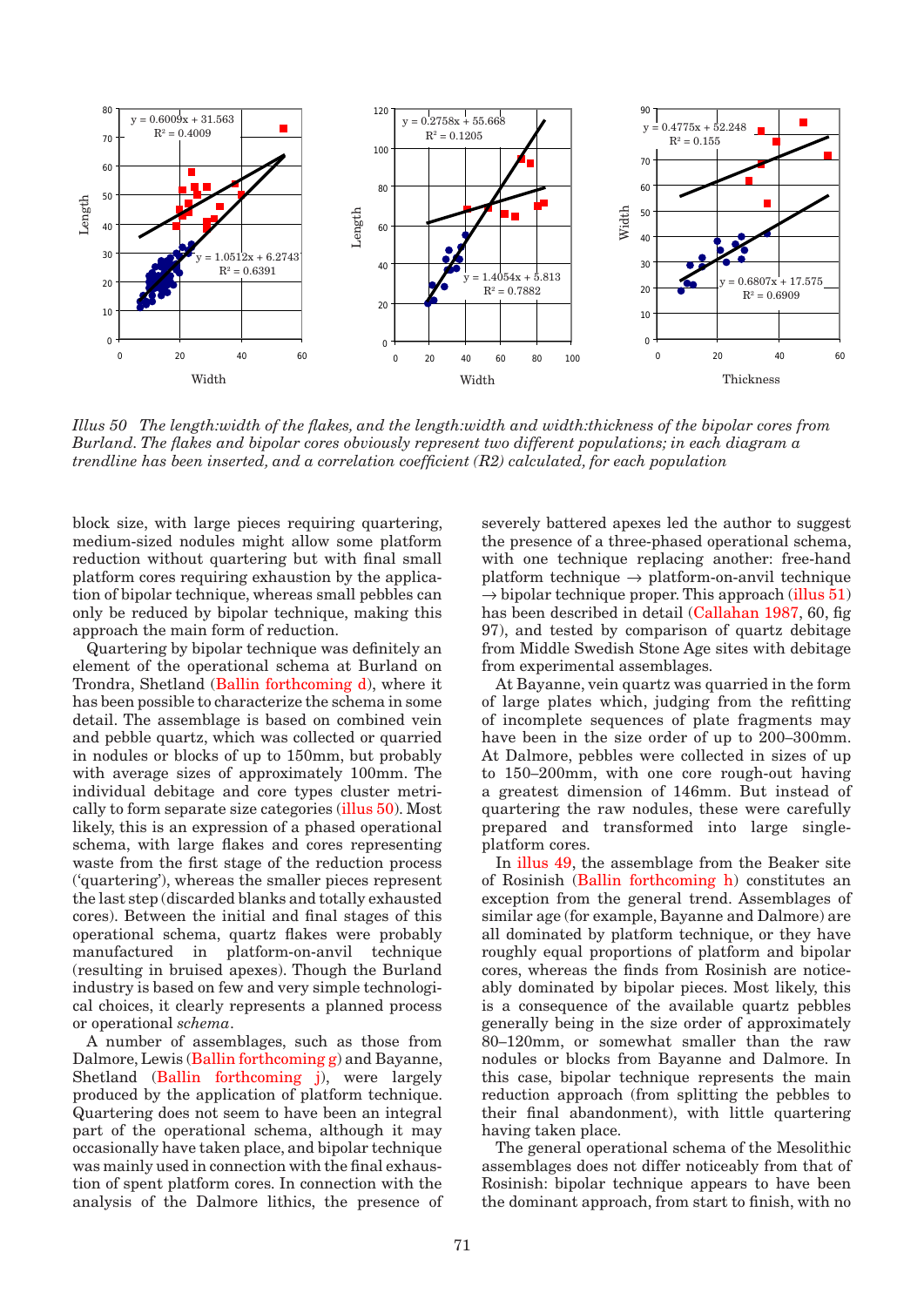*Illus 50 The length:width of the flakes, and the length:width and width:thickness of the bipolar cores from Burland. The flakes and bipolar cores obviously represent two different populations; in each diagram a trendline has been inserted, and a correlation coefficient (R2) calculated, for each population*

block size, with large pieces requiring quartering, medium-sized nodules might allow some platform reduction without quartering but with final small platform cores requiring exhaustion by the application of bipolar technique, whereas small pebbles can only be reduced by bipolar technique, making this approach the main form of reduction.

Quartering by bipolar technique was definitely an element of the operational schema at Burland on Trondra, Shetland (Ballin forthcoming d), where it has been possible to characterize the schema in some detail. The assemblage is based on combined vein and pebble quartz, which was collected or quarried in nodules or blocks of up to 150mm, but probably with average sizes of approximately 100mm. The individual debitage and core types cluster metrically to form separate size categories (illus 50). Most likely, this is an expression of a phased operational schema, with large flakes and cores representing waste from the first stage of the reduction process ('quartering'), whereas the smaller pieces represent the last step (discarded blanks and totally exhausted cores). Between the initial and final stages of this operational schema, quartz flakes were probably manufactured in platform-on-anvil technique (resulting in bruised apexes). Though the Burland industry is based on few and very simple technological choices, it clearly represents a planned process or operational *schema*.

A number of assemblages, such as those from Dalmore, Lewis (Ballin forthcoming g) and Bayanne, Shetland (Ballin forthcoming j), were largely produced by the application of platform technique. Quartering does not seem to have been an integral part of the operational schema, although it may occasionally have taken place, and bipolar technique was mainly used in connection with the final exhaustion of spent platform cores. In connection with the analysis of the Dalmore lithics, the presence of severely battered apexes led the author to suggest the presence of a three-phased operational schema, with one technique replacing another: free-hand platform technique → platform-on-anvil technique → bipolar technique proper. This approach (illus 51) has been described in detail (Callahan 1987, 60, fig 97), and tested by comparison of quartz debitage from Middle Swedish Stone Age sites with debitage from experimental assemblages.

At Bayanne, vein quartz was quarried in the form of large plates which, judging from the refitting of incomplete sequences of plate fragments may have been in the size order of up to 200–300mm. At Dalmore, pebbles were collected in sizes of up to 150–200mm, with one core rough-out having a greatest dimension of 146mm. But instead of quartering the raw nodules, these were carefully prepared and transformed into large single-platform cores.

In illus 49, the assemblage from the Beaker site of Rosinish (Ballin forthcoming h) constitutes an exception from the general trend. Assemblages of similar age (for example, Bayanne and Dalmore) are all dominated by platform technique, or they have roughly equal proportions of platform and bipolar cores, whereas the finds from Rosinish are noticeably dominated by bipolar pieces. Most likely, this is a consequence of the available quartz pebbles generally being in the size order of approximately 80–120mm, or somewhat smaller than the raw nodules or blocks from Bayanne and Dalmore. In this case, bipolar technique represents the main reduction approach (from splitting the pebbles to their final abandonment), with little quartering having taken place.

The general operational schema of the Mesolithic assemblages does not differ noticeably from that of Rosinish: bipolar technique appears to have been the dominant approach, from start to finish, with no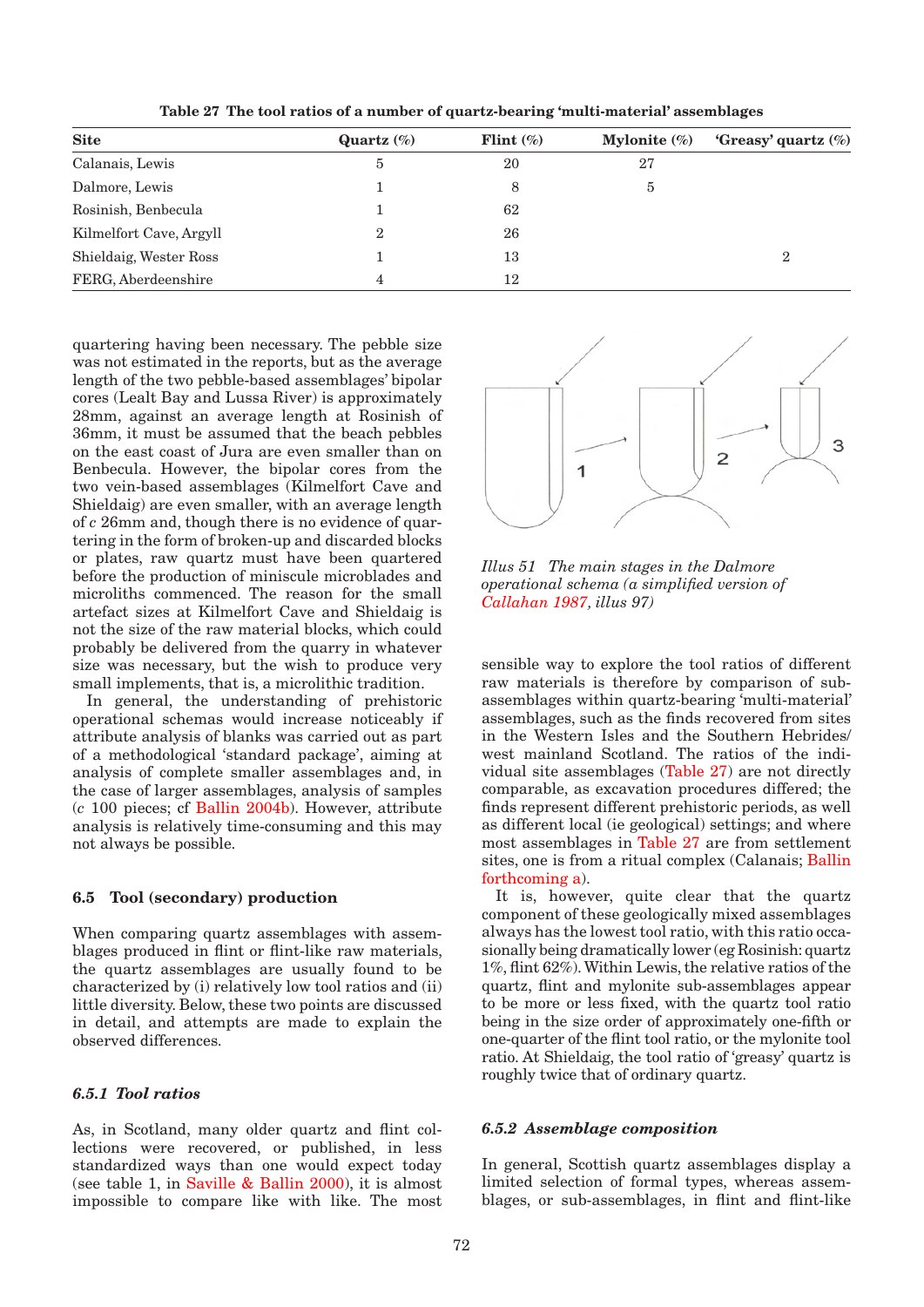**Table 27 The tool ratios of a number of quartz-bearing 'multi-material' assemblages**

| Site | Quartz (%) | Flint (%) | Mylonite (%) | 'Greasy' quartz (%) |
|---|---|---|---|---|
| Calanais, Lewis | 5 | 20 | 27 | |
| Dalmore, Lewis | 1 | 8 | 5 | |
| Rosinish, Benbecula | 1 | 62 | | |
| Kilmelfort Cave, Argyll | 2 | 26 | | |
| Shieldaig, Wester Ross | 1 | 13 | | 2 |
| FERG, Aberdeenshire | 4 | 12 | | |

quartering having been necessary. The pebble size was not estimated in the reports, but as the average length of the two pebble-based assemblages' bipolar cores (Lealt Bay and Lussa River) is approximately 28mm, against an average length at Rosinish of 36mm, it must be assumed that the beach pebbles on the east coast of Jura are even smaller than on Benbecula. However, the bipolar cores from the two vein-based assemblages (Kilmelfort Cave and Shieldaig) are even smaller, with an average length of *c* 26mm and, though there is no evidence of quartering in the form of broken-up and discarded blocks or plates, raw quartz must have been quartered before the production of miniscule microblades and microliths commenced. The reason for the small artefact sizes at Kilmelfort Cave and Shieldaig is not the size of the raw material blocks, which could probably be delivered from the quarry in whatever size was necessary, but the wish to produce very small implements, that is, a microlithic tradition.

In general, the understanding of prehistoric operational schemas would increase noticeably if attribute analysis of blanks was carried out as part of a methodological 'standard package', aiming at analysis of complete smaller assemblages and, in the case of larger assemblages, analysis of samples (*c* 100 pieces; cf Ballin 2004b). However, attribute analysis is relatively time-consuming and this may not always be possible.

*Illus 51 The main stages in the Dalmore operational schema (a simplified version of Callahan 1987, illus 97)*

### 6.5 Tool (secondary) production

When comparing quartz assemblages with assemblages produced in flint or flint-like raw materials, the quartz assemblages are usually found to be characterized by (i) relatively low tool ratios and (ii) little diversity. Below, these two points are discussed in detail, and attempts are made to explain the observed differences.

#### *6.5.1 Tool ratios*

As, in Scotland, many older quartz and flint collections were recovered, or published, in less standardized ways than one would expect today (see table 1, in Saville & Ballin 2000), it is almost impossible to compare like with like. The most sensible way to explore the tool ratios of different raw materials is therefore by comparison of sub-assemblages within quartz-bearing 'multi-material' assemblages, such as the finds recovered from sites in the Western Isles and the Southern Hebrides/west mainland Scotland. The ratios of the individual site assemblages (Table 27) are not directly comparable, as excavation procedures differed; the finds represent different prehistoric periods, as well as different local (ie geological) settings; and where most assemblages in Table 27 are from settlement sites, one is from a ritual complex (Calanais; Ballin forthcoming a).

It is, however, quite clear that the quartz component of these geologically mixed assemblages always has the lowest tool ratio, with this ratio occasionally being dramatically lower (eg Rosinish: quartz 1%, flint 62%). Within Lewis, the relative ratios of the quartz, flint and mylonite sub-assemblages appear to be more or less fixed, with the quartz tool ratio being in the size order of approximately one-fifth or one-quarter of the flint tool ratio, or the mylonite tool ratio. At Shieldaig, the tool ratio of 'greasy' quartz is roughly twice that of ordinary quartz.

#### *6.5.2 Assemblage composition*

In general, Scottish quartz assemblages display a limited selection of formal types, whereas assemblages, or sub-assemblages, in flint and flint-like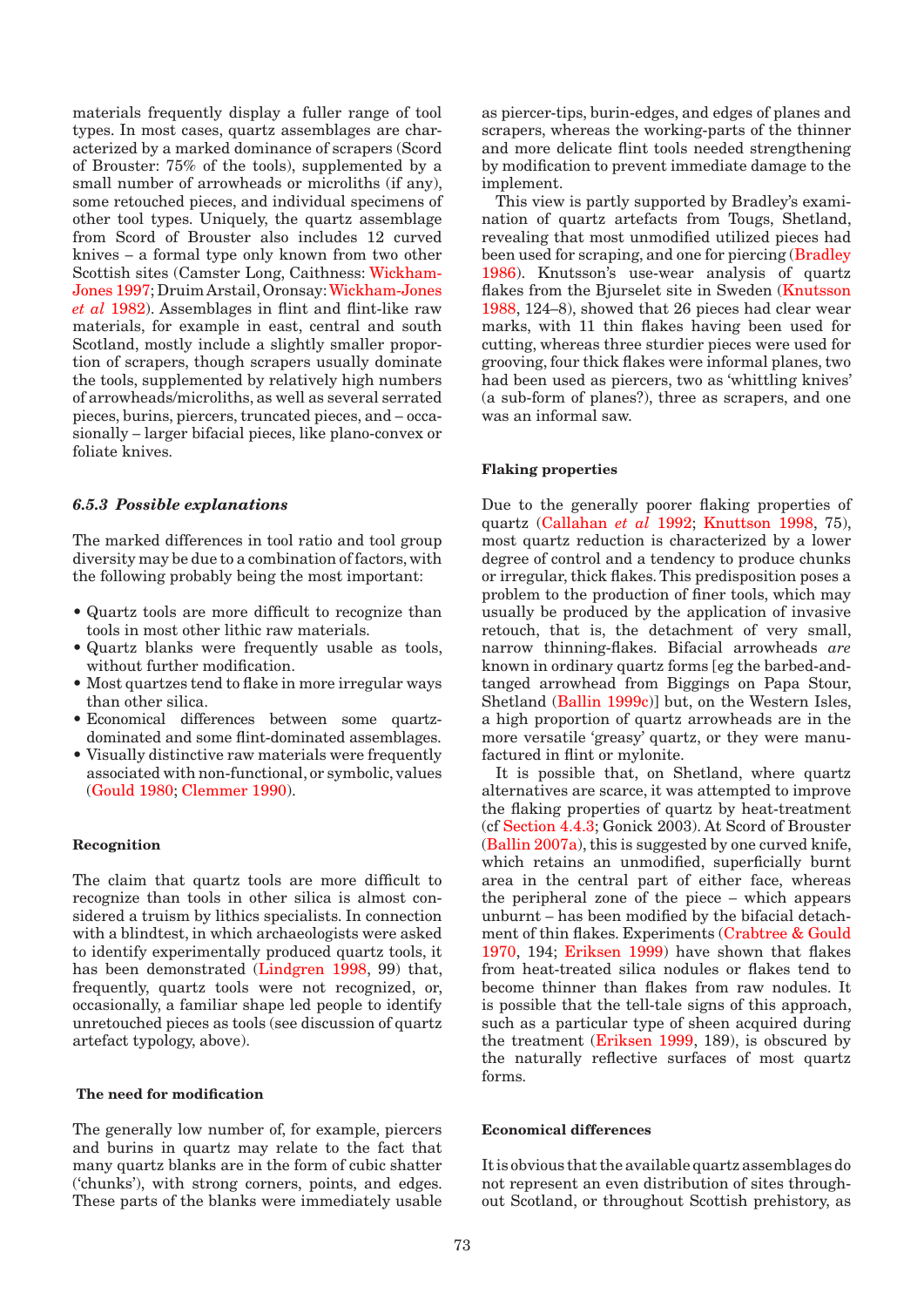materials frequently display a fuller range of tool types. In most cases, quartz assemblages are characterized by a marked dominance of scrapers (Scord of Brouster: 75% of the tools), supplemented by a small number of arrowheads or microliths (if any), some retouched pieces, and individual specimens of other tool types. Uniquely, the quartz assemblage from Scord of Brouster also includes 12 curved knives – a formal type only known from two other Scottish sites (Camster Long, Caithness: Wickham-Jones 1997; Druim Arstail, Oronsay: Wickham-Jones *et al* 1982). Assemblages in flint and flint-like raw materials, for example in east, central and south Scotland, mostly include a slightly smaller proportion of scrapers, though scrapers usually dominate the tools, supplemented by relatively high numbers of arrowheads/microliths, as well as several serrated pieces, burins, piercers, truncated pieces, and – occasionally – larger bifacial pieces, like plano-convex or foliate knives.

### *6.5.3 Possible explanations*

The marked differences in tool ratio and tool group diversity may be due to a combination of factors, with the following probably being the most important:

- Quartz tools are more difficult to recognize than tools in most other lithic raw materials.
- Quartz blanks were frequently usable as tools, without further modification.
- Most quartzes tend to flake in more irregular ways than other silica.
- Economical differences between some quartz-dominated and some flint-dominated assemblages.
- Visually distinctive raw materials were frequently associated with non-functional, or symbolic, values (Gould 1980; Clemmer 1990).

#### Recognition

The claim that quartz tools are more difficult to recognize than tools in other silica is almost considered a truism by lithics specialists. In connection with a blindtest, in which archaeologists were asked to identify experimentally produced quartz tools, it has been demonstrated (Lindgren 1998, 99) that, frequently, quartz tools were not recognized, or, occasionally, a familiar shape led people to identify unretouched pieces as tools (see discussion of quartz artefact typology, above).

#### The need for modification

The generally low number of, for example, piercers and burins in quartz may relate to the fact that many quartz blanks are in the form of cubic shatter ('chunks'), with strong corners, points, and edges. These parts of the blanks were immediately usable as piercer-tips, burin-edges, and edges of planes and scrapers, whereas the working-parts of the thinner and more delicate flint tools needed strengthening by modification to prevent immediate damage to the implement.

This view is partly supported by Bradley's examination of quartz artefacts from Tougs, Shetland, revealing that most unmodified utilized pieces had been used for scraping, and one for piercing (Bradley 1986). Knutsson's use-wear analysis of quartz flakes from the Bjurselet site in Sweden (Knutsson 1988, 124–8), showed that 26 pieces had clear wear marks, with 11 thin flakes having been used for cutting, whereas three sturdier pieces were used for grooving, four thick flakes were informal planes, two had been used as piercers, two as 'whittling knives' (a sub-form of planes?), three as scrapers, and one was an informal saw.

#### Flaking properties

Due to the generally poorer flaking properties of quartz (Callahan *et al* 1992; Knuttson 1998, 75), most quartz reduction is characterized by a lower degree of control and a tendency to produce chunks or irregular, thick flakes. This predisposition poses a problem to the production of finer tools, which may usually be produced by the application of invasive retouch, that is, the detachment of very small, narrow thinning-flakes. Bifacial arrowheads *are* known in ordinary quartz forms [eg the barbed-and-tanged arrowhead from Biggings on Papa Stour, Shetland (Ballin 1999c)] but, on the Western Isles, a high proportion of quartz arrowheads are in the more versatile 'greasy' quartz, or they were manufactured in flint or mylonite.

It is possible that, on Shetland, where quartz alternatives are scarce, it was attempted to improve the flaking properties of quartz by heat-treatment (cf Section 4.4.3; Gonick 2003). At Scord of Brouster (Ballin 2007a), this is suggested by one curved knife, which retains an unmodified, superficially burnt area in the central part of either face, whereas the peripheral zone of the piece – which appears unburnt – has been modified by the bifacial detachment of thin flakes. Experiments (Crabtree & Gould 1970, 194; Eriksen 1999) have shown that flakes from heat-treated silica nodules or flakes tend to become thinner than flakes from raw nodules. It is possible that the tell-tale signs of this approach, such as a particular type of sheen acquired during the treatment (Eriksen 1999, 189), is obscured by the naturally reflective surfaces of most quartz forms.

#### Economical differences

It is obvious that the available quartz assemblages do not represent an even distribution of sites throughout Scotland, or throughout Scottish prehistory, as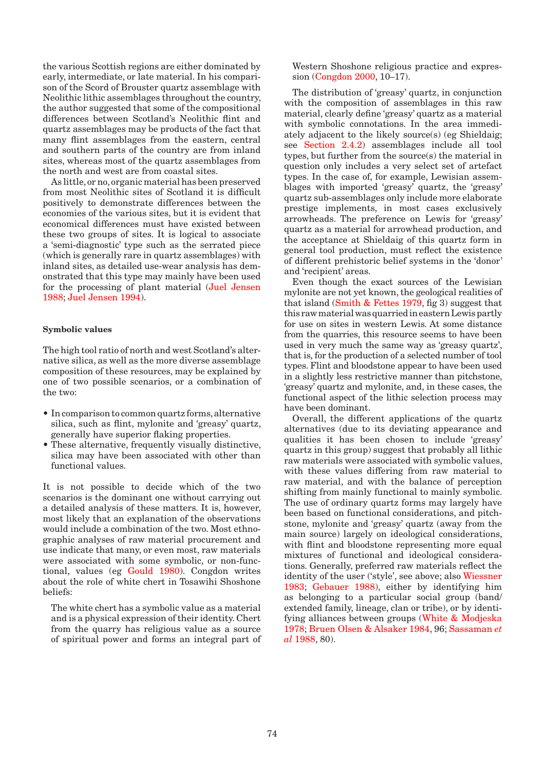the various Scottish regions are either dominated by early, intermediate, or late material. In his comparison of the Scord of Brouster quartz assemblage with Neolithic lithic assemblages throughout the country, the author suggested that some of the compositional differences between Scotland's Neolithic flint and quartz assemblages may be products of the fact that many flint assemblages from the eastern, central and southern parts of the country are from inland sites, whereas most of the quartz assemblages from the north and west are from coastal sites.

As little, or no, organic material has been preserved from most Neolithic sites of Scotland it is difficult positively to demonstrate differences between the economies of the various sites, but it is evident that economical differences must have existed between these two groups of sites. It is logical to associate a 'semi-diagnostic' type such as the serrated piece (which is generally rare in quartz assemblages) with inland sites, as detailed use-wear analysis has demonstrated that this type may mainly have been used for the processing of plant material (Juel Jensen 1988; Juel Jensen 1994).

### Symbolic values

The high tool ratio of north and west Scotland's alternative silica, as well as the more diverse assemblage composition of these resources, may be explained by one of two possible scenarios, or a combination of the two:

- In comparison to common quartz forms, alternative silica, such as flint, mylonite and 'greasy' quartz, generally have superior flaking properties.
- These alternative, frequently visually distinctive, silica may have been associated with other than functional values.

It is not possible to decide which of the two scenarios is the dominant one without carrying out a detailed analysis of these matters. It is, however, most likely that an explanation of the observations would include a combination of the two. Most ethnographic analyses of raw material procurement and use indicate that many, or even most, raw materials were associated with some symbolic, or non-functional, values (eg Gould 1980). Congdon writes about the role of white chert in Tosawihi Shoshone beliefs:

> The white chert has a symbolic value as a material and is a physical expression of their identity. Chert from the quarry has religious value as a source of spiritual power and forms an integral part of Western Shoshone religious practice and expression (Congdon 2000, 10–17).

The distribution of 'greasy' quartz, in conjunction with the composition of assemblages in this raw material, clearly define 'greasy' quartz as a material with symbolic connotations. In the area immediately adjacent to the likely source(s) (eg Shieldaig; see Section 2.4.2) assemblages include all tool types, but further from the source(s) the material in question only includes a very select set of artefact types. In the case of, for example, Lewisian assemblages with imported 'greasy' quartz, the 'greasy' quartz sub-assemblages only include more elaborate prestige implements, in most cases exclusively arrowheads. The preference on Lewis for 'greasy' quartz as a material for arrowhead production, and the acceptance at Shieldaig of this quartz form in general tool production, must reflect the existence of different prehistoric belief systems in the 'donor' and 'recipient' areas.

Even though the exact sources of the Lewisian mylonite are not yet known, the geological realities of that island (Smith & Fettes 1979, fig 3) suggest that this raw material was quarried in eastern Lewis partly for use on sites in western Lewis. At some distance from the quarries, this resource seems to have been used in very much the same way as 'greasy quartz', that is, for the production of a selected number of tool types. Flint and bloodstone appear to have been used in a slightly less restrictive manner than pitchstone, 'greasy' quartz and mylonite, and, in these cases, the functional aspect of the lithic selection process may have been dominant.

Overall, the different applications of the quartz alternatives (due to its deviating appearance and qualities it has been chosen to include 'greasy' quartz in this group) suggest that probably all lithic raw materials were associated with symbolic values, with these values differing from raw material to raw material, and with the balance of perception shifting from mainly functional to mainly symbolic. The use of ordinary quartz forms may largely have been based on functional considerations, and pitchstone, mylonite and 'greasy' quartz (away from the main source) largely on ideological considerations, with flint and bloodstone representing more equal mixtures of functional and ideological considerations. Generally, preferred raw materials reflect the identity of the user ('style', see above; also Wiessner 1983; Gebauer 1988), either by identifying him as belonging to a particular social group (band/extended family, lineage, clan or tribe), or by identifying alliances between groups (White & Modjeska 1978; Bruen Olsen & Alsaker 1984, 96; Sassaman *et al* 1988, 80).